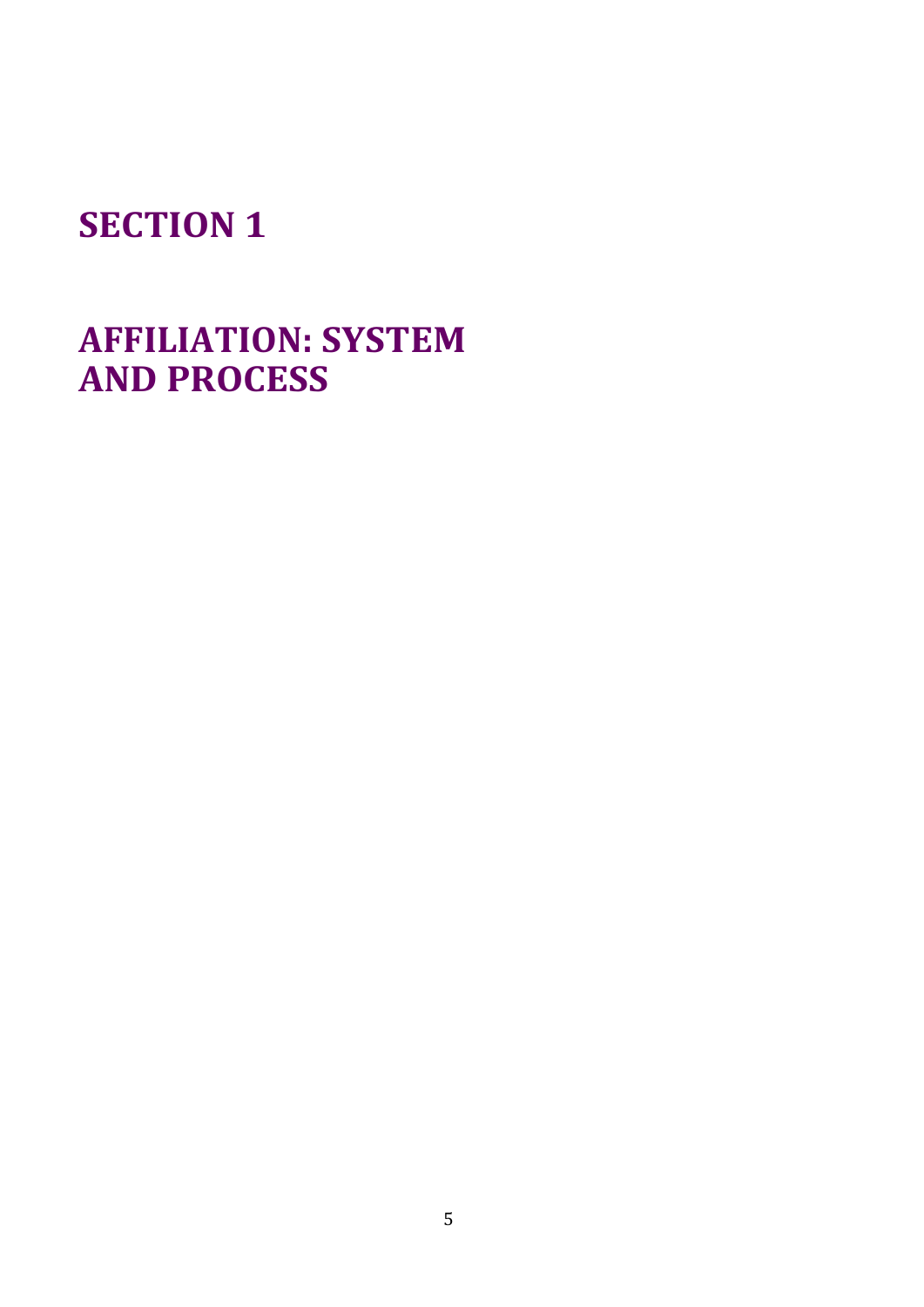# SECTION 1

# AFFILIATION: SYSTEM AND PROCESS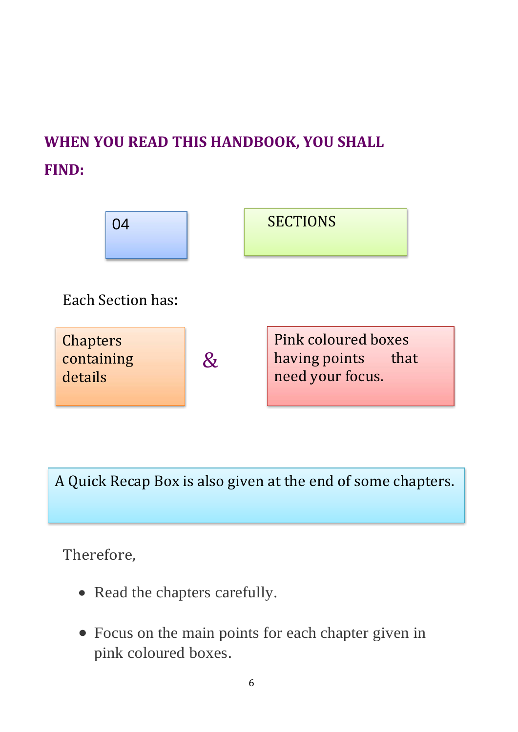## WHEN YOU READ THIS HANDBOOK, YOU SHALL FIND:

04 SECTIONS

Each Section has:

Chapters containing details & Pink coloured boxes having points that need your focus.

A Quick Recap Box is also given at the end of some chapters.

Therefore,

- Read the chapters carefully.
- Focus on the main points for each chapter given in pink coloured boxes.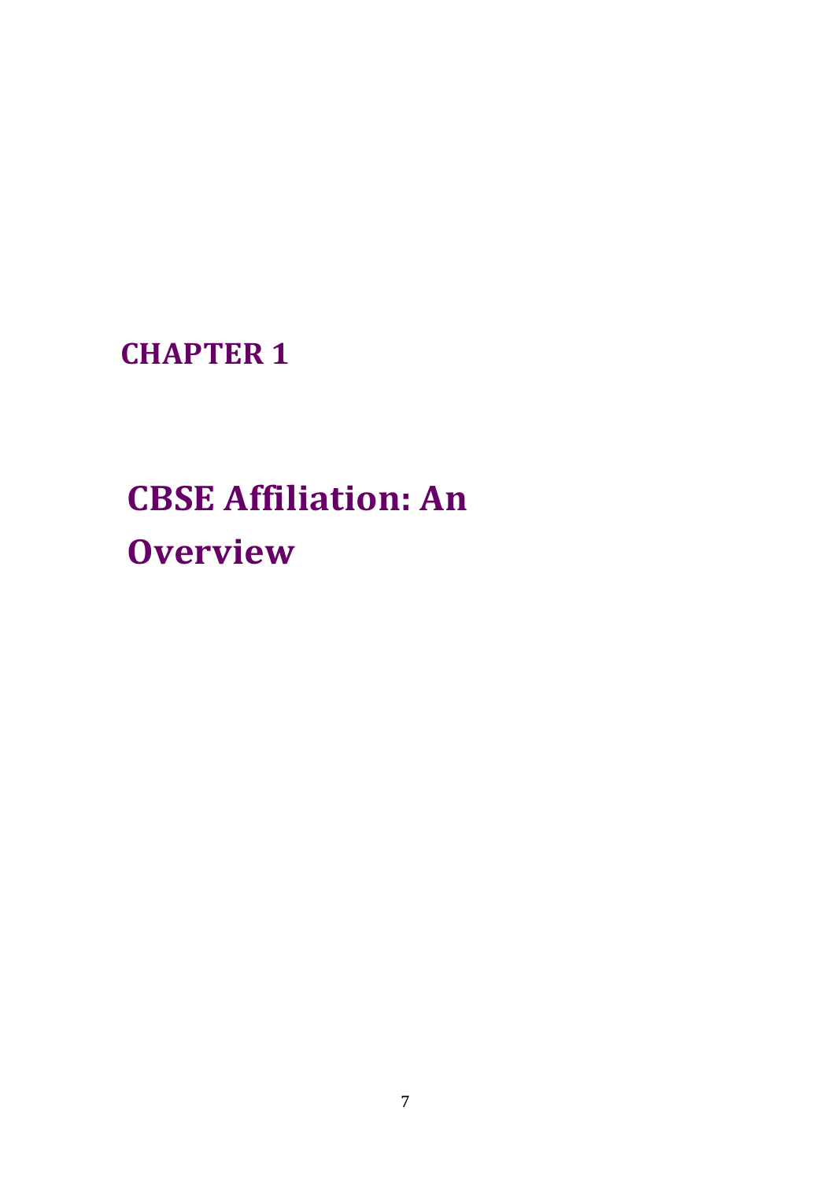## CHAPTER 1

# CBSE Affiliation: An Overview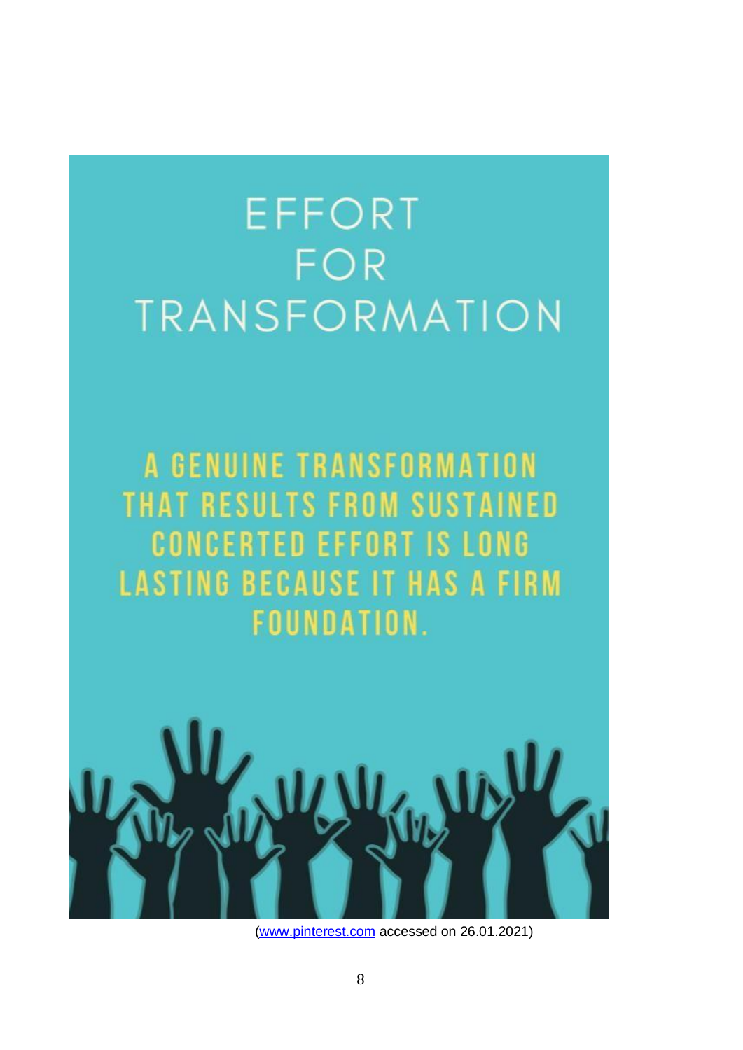# EFFORT FOR TRANSFORMATION

**A GENUINE TRANSFORMATION THAT RESULTS FROM SUSTAINED CONCERTED EFFORT IS LONG LASTING BECAUSE IT HAS A FIRM FOUNDATION.**

(www.pinterest.com accessed on 26.01.2021)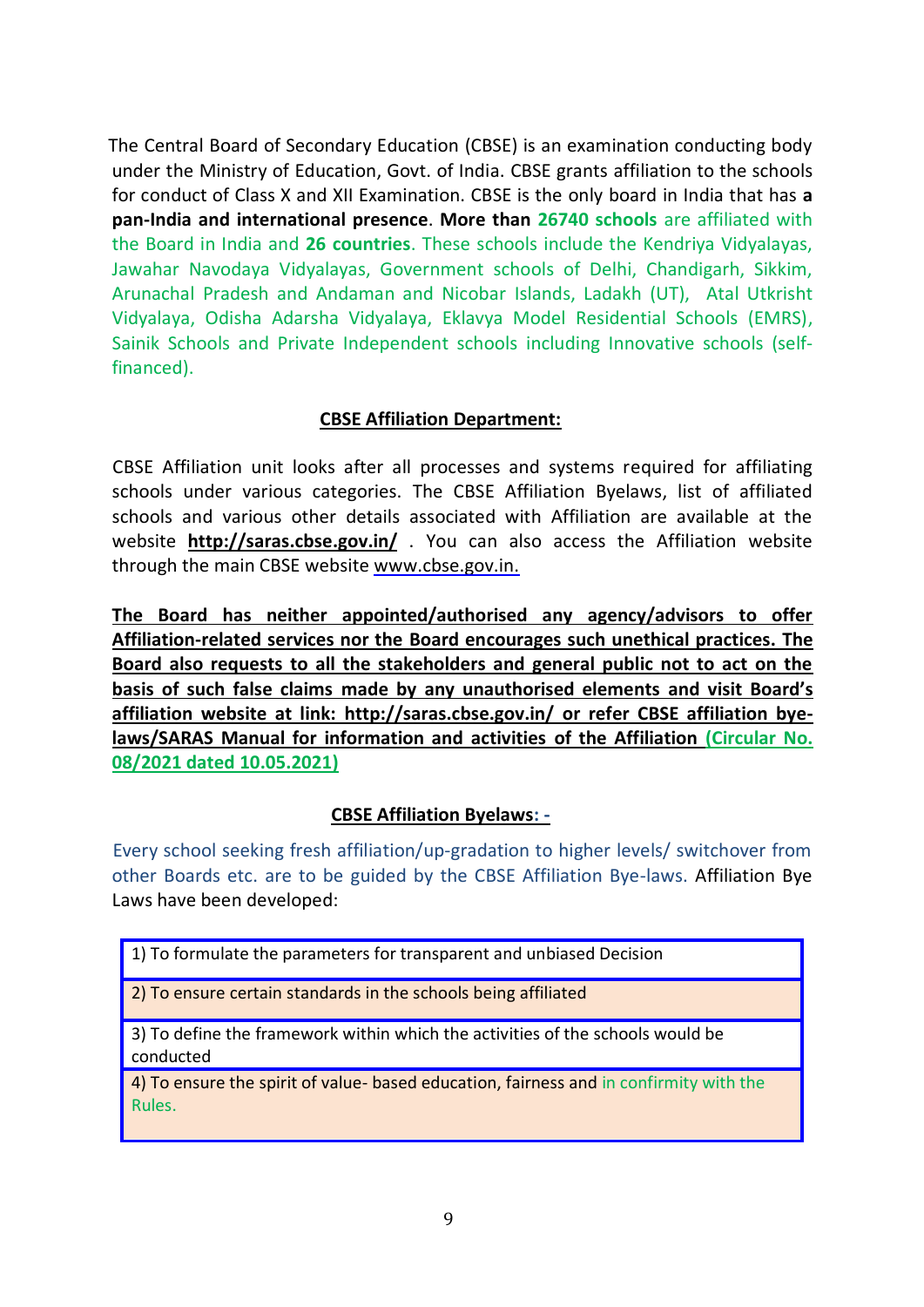The Central Board of Secondary Education (CBSE) is an examination conducting body under the Ministry of Education, Govt. of India. CBSE grants affiliation to the schools for conduct of Class X and XII Examination. CBSE is the only board in India that has **a pan-India and international presence**. **More than 26740 schools** are affiliated with the Board in India and **26 countries**. These schools include the Kendriya Vidyalayas, Jawahar Navodaya Vidyalayas, Government schools of Delhi, Chandigarh, Sikkim, Arunachal Pradesh and Andaman and Nicobar Islands, Ladakh (UT), Atal Utkrisht Vidyalaya, Odisha Adarsha Vidyalaya, Eklavya Model Residential Schools (EMRS), Sainik Schools and Private Independent schools including Innovative schools (self-financed).

## CBSE Affiliation Department:

CBSE Affiliation unit looks after all processes and systems required for affiliating schools under various categories. The CBSE Affiliation Byelaws, list of affiliated schools and various other details associated with Affiliation are available at the website **http://saras.cbse.gov.in/** . You can also access the Affiliation website through the main CBSE website www.cbse.gov.in.

**The Board has neither appointed/authorised any agency/advisors to offer Affiliation-related services nor the Board encourages such unethical practices. The Board also requests to all the stakeholders and general public not to act on the basis of such false claims made by any unauthorised elements and visit Board's affiliation website at link: http://saras.cbse.gov.in/ or refer CBSE affiliation bye-laws/SARAS Manual for information and activities of the Affiliation (Circular No. 08/2021 dated 10.05.2021)**

## CBSE Affiliation Byelaws: -

Every school seeking fresh affiliation/up-gradation to higher levels/ switchover from other Boards etc. are to be guided by the CBSE Affiliation Bye-laws. Affiliation Bye Laws have been developed:

| |
|---|
| 1) To formulate the parameters for transparent and unbiased Decision |
| 2) To ensure certain standards in the schools being affiliated |
| 3) To define the framework within which the activities of the schools would be conducted |
| 4) To ensure the spirit of value- based education, fairness and in confirmity with the Rules. |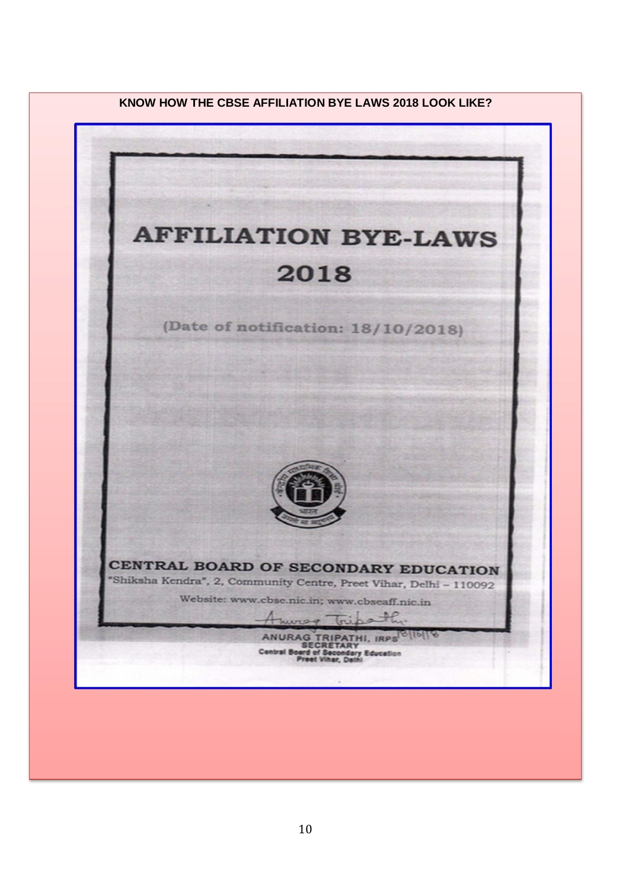**KNOW HOW THE CBSE AFFILIATION BYE LAWS 2018 LOOK LIKE?**

# AFFILIATION BYE-LAWS 2018

(Date of notification: 18/10/2018)

**CENTRAL BOARD OF SECONDARY EDUCATION**

"Shiksha Kendra", 2, Community Centre, Preet Vihar, Delhi – 110092

Website: www.cbse.nic.in; www.cbseaff.nic.in

ANURAG TRIPATHI, IRPS 18/10/18
SECRETARY
Central Board of Secondary Education
Preet Vihar, Delhi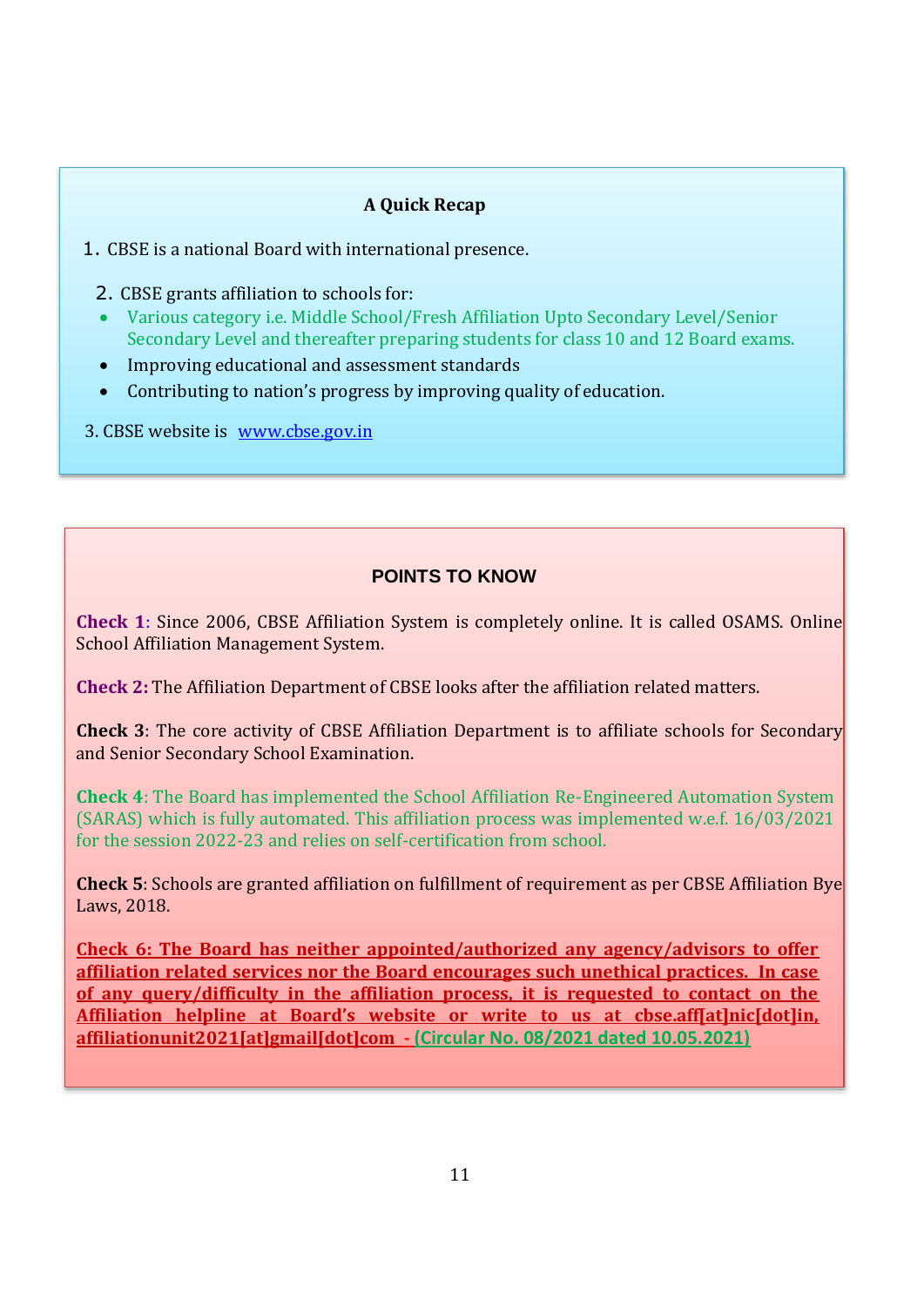### A Quick Recap

1. CBSE is a national Board with international presence.

2. CBSE grants affiliation to schools for:
   - Various category i.e. Middle School/Fresh Affiliation Upto Secondary Level/Senior Secondary Level and thereafter preparing students for class 10 and 12 Board exams.
   - Improving educational and assessment standards
   - Contributing to nation's progress by improving quality of education.

3. CBSE website is [www.cbse.gov.in](http://www.cbse.gov.in)

### POINTS TO KNOW

**Check 1**: Since 2006, CBSE Affiliation System is completely online. It is called OSAMS. Online School Affiliation Management System.

**Check 2:** The Affiliation Department of CBSE looks after the affiliation related matters.

**Check 3**: The core activity of CBSE Affiliation Department is to affiliate schools for Secondary and Senior Secondary School Examination.

**Check 4**: The Board has implemented the School Affiliation Re-Engineered Automation System (SARAS) which is fully automated. This affiliation process was implemented w.e.f. 16/03/2021 for the session 2022-23 and relies on self-certification from school.

**Check 5**: Schools are granted affiliation on fulfillment of requirement as per CBSE Affiliation Bye Laws, 2018.

**Check 6: The Board has neither appointed/authorized any agency/advisors to offer affiliation related services nor the Board encourages such unethical practices. In case of any query/difficulty in the affiliation process, it is requested to contact on the Affiliation helpline at Board's website or write to us at cbse.aff[at]nic[dot]in, affiliationunit2021[at]gmail[dot]com - (Circular No. 08/2021 dated 10.05.2021)**